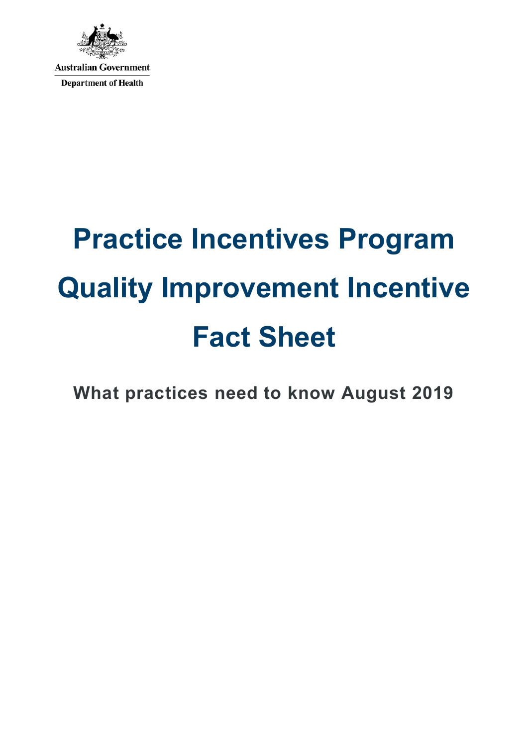Australian Government

Department of Health

# Practice Incentives Program Quality Improvement Incentive Fact Sheet

**What practices need to know August 2019**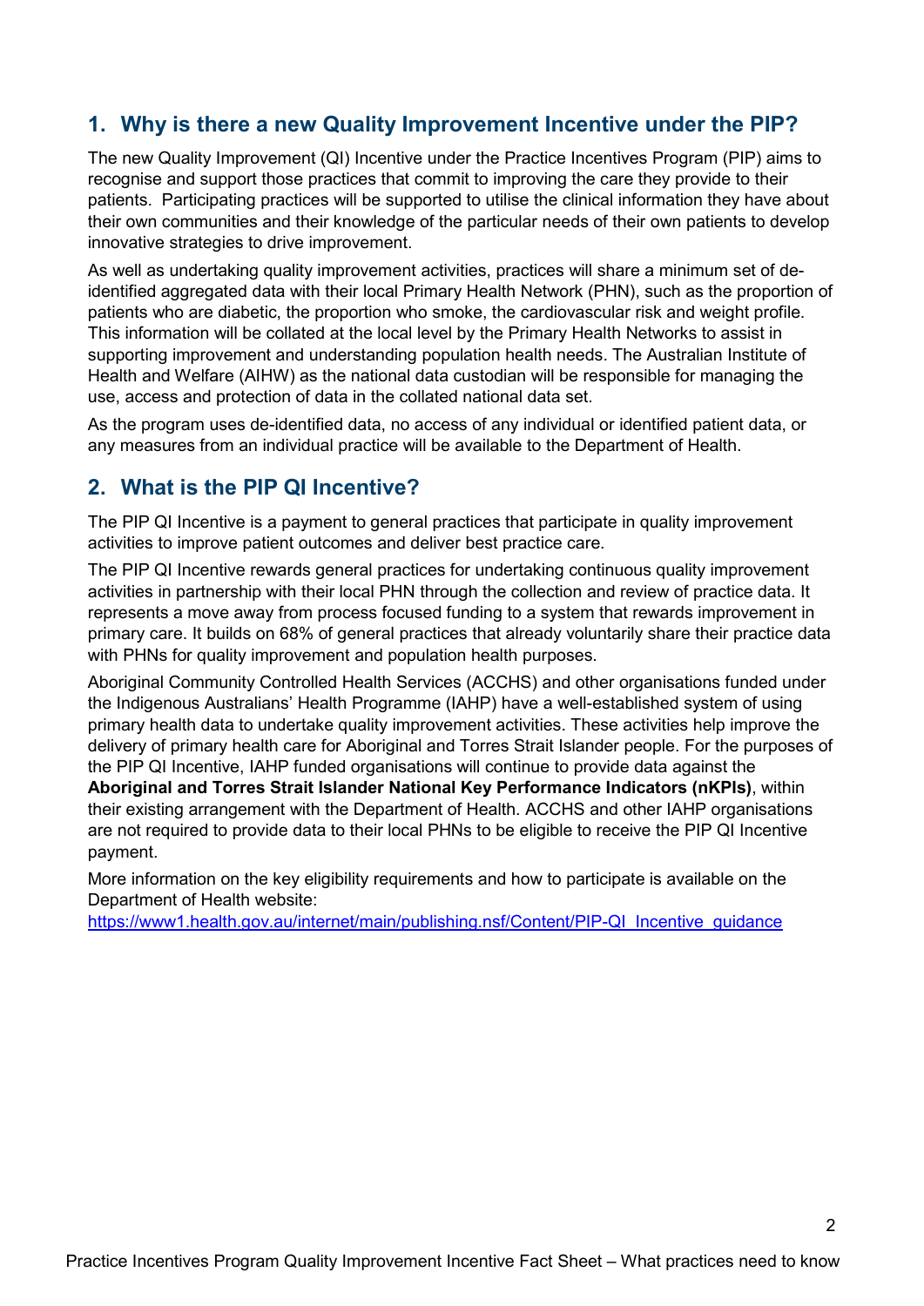## 1. Why is there a new Quality Improvement Incentive under the PIP?

The new Quality Improvement (QI) Incentive under the Practice Incentives Program (PIP) aims to recognise and support those practices that commit to improving the care they provide to their patients. Participating practices will be supported to utilise the clinical information they have about their own communities and their knowledge of the particular needs of their own patients to develop innovative strategies to drive improvement.

As well as undertaking quality improvement activities, practices will share a minimum set of de-identified aggregated data with their local Primary Health Network (PHN), such as the proportion of patients who are diabetic, the proportion who smoke, the cardiovascular risk and weight profile. This information will be collated at the local level by the Primary Health Networks to assist in supporting improvement and understanding population health needs. The Australian Institute of Health and Welfare (AIHW) as the national data custodian will be responsible for managing the use, access and protection of data in the collated national data set.

As the program uses de-identified data, no access of any individual or identified patient data, or any measures from an individual practice will be available to the Department of Health.

## 2. What is the PIP QI Incentive?

The PIP QI Incentive is a payment to general practices that participate in quality improvement activities to improve patient outcomes and deliver best practice care.

The PIP QI Incentive rewards general practices for undertaking continuous quality improvement activities in partnership with their local PHN through the collection and review of practice data. It represents a move away from process focused funding to a system that rewards improvement in primary care. It builds on 68% of general practices that already voluntarily share their practice data with PHNs for quality improvement and population health purposes.

Aboriginal Community Controlled Health Services (ACCHS) and other organisations funded under the Indigenous Australians' Health Programme (IAHP) have a well-established system of using primary health data to undertake quality improvement activities. These activities help improve the delivery of primary health care for Aboriginal and Torres Strait Islander people. For the purposes of the PIP QI Incentive, IAHP funded organisations will continue to provide data against the **Aboriginal and Torres Strait Islander National Key Performance Indicators (nKPIs)**, within their existing arrangement with the Department of Health. ACCHS and other IAHP organisations are not required to provide data to their local PHNs to be eligible to receive the PIP QI Incentive payment.

More information on the key eligibility requirements and how to participate is available on the Department of Health website:
[https://www1.health.gov.au/internet/main/publishing.nsf/Content/PIP-QI_Incentive_guidance](https://www1.health.gov.au/internet/main/publishing.nsf/Content/PIP-QI_Incentive_guidance)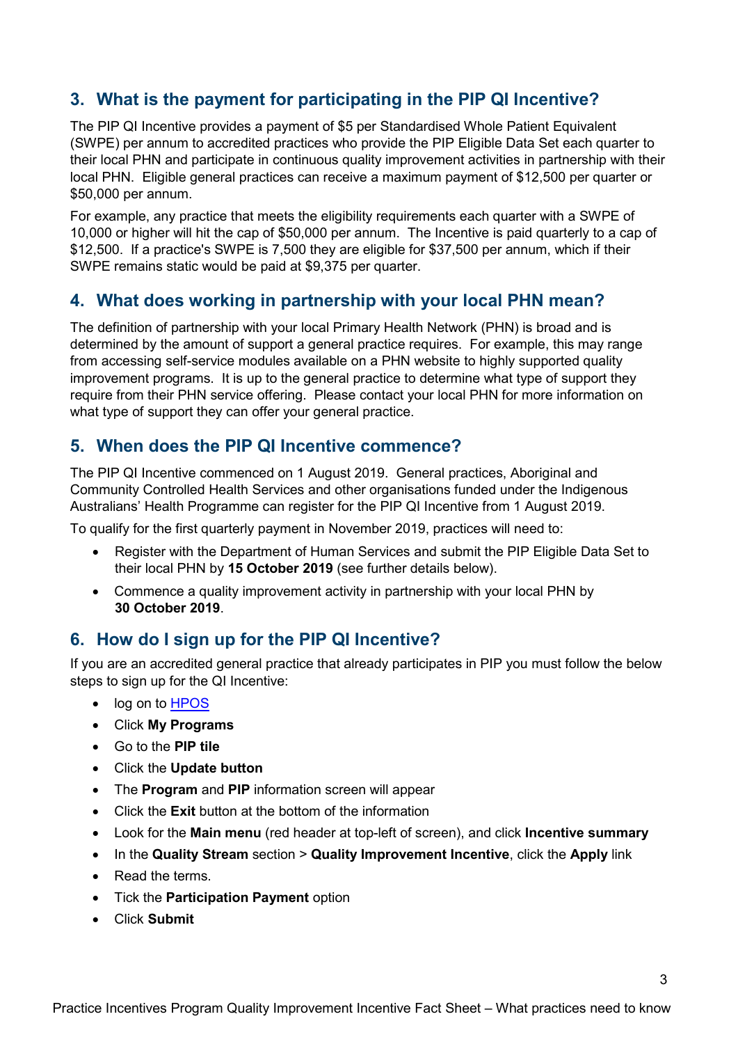## 3. What is the payment for participating in the PIP QI Incentive?

The PIP QI Incentive provides a payment of $5 per Standardised Whole Patient Equivalent (SWPE) per annum to accredited practices who provide the PIP Eligible Data Set each quarter to their local PHN and participate in continuous quality improvement activities in partnership with their local PHN. Eligible general practices can receive a maximum payment of $12,500 per quarter or $50,000 per annum.

For example, any practice that meets the eligibility requirements each quarter with a SWPE of 10,000 or higher will hit the cap of $50,000 per annum. The Incentive is paid quarterly to a cap of $12,500. If a practice's SWPE is 7,500 they are eligible for $37,500 per annum, which if their SWPE remains static would be paid at $9,375 per quarter.

## 4. What does working in partnership with your local PHN mean?

The definition of partnership with your local Primary Health Network (PHN) is broad and is determined by the amount of support a general practice requires. For example, this may range from accessing self-service modules available on a PHN website to highly supported quality improvement programs. It is up to the general practice to determine what type of support they require from their PHN service offering. Please contact your local PHN for more information on what type of support they can offer your general practice.

## 5. When does the PIP QI Incentive commence?

The PIP QI Incentive commenced on 1 August 2019. General practices, Aboriginal and Community Controlled Health Services and other organisations funded under the Indigenous Australians' Health Programme can register for the PIP QI Incentive from 1 August 2019.

To qualify for the first quarterly payment in November 2019, practices will need to:

- Register with the Department of Human Services and submit the PIP Eligible Data Set to their local PHN by **15 October 2019** (see further details below).
- Commence a quality improvement activity in partnership with your local PHN by **30 October 2019**.

## 6. How do I sign up for the PIP QI Incentive?

If you are an accredited general practice that already participates in PIP you must follow the below steps to sign up for the QI Incentive:

- log on to HPOS
- Click **My Programs**
- Go to the **PIP tile**
- Click the **Update button**
- The **Program** and **PIP** information screen will appear
- Click the **Exit** button at the bottom of the information
- Look for the **Main menu** (red header at top-left of screen), and click **Incentive summary**
- In the **Quality Stream** section > **Quality Improvement Incentive**, click the **Apply** link
- Read the terms.
- Tick the **Participation Payment** option
- Click **Submit**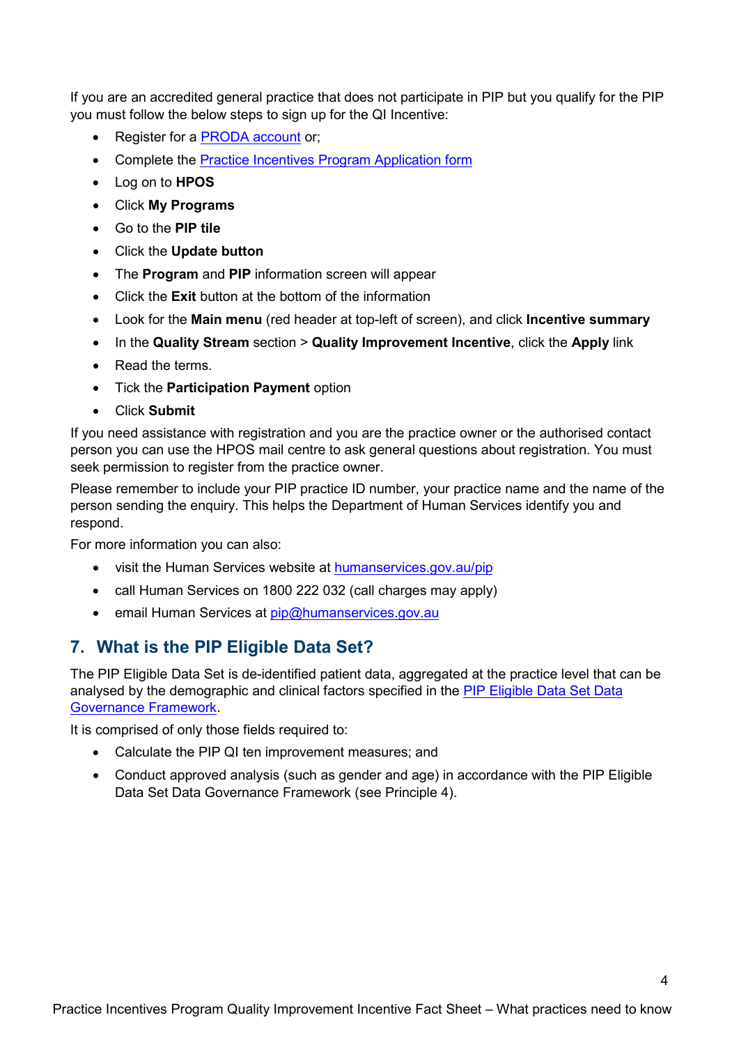If you are an accredited general practice that does not participate in PIP but you qualify for the PIP you must follow the below steps to sign up for the QI Incentive:

- Register for a PRODA account or;
- Complete the Practice Incentives Program Application form
- Log on to **HPOS**
- Click **My Programs**
- Go to the **PIP tile**
- Click the **Update button**
- The **Program** and **PIP** information screen will appear
- Click the **Exit** button at the bottom of the information
- Look for the **Main menu** (red header at top-left of screen), and click **Incentive summary**
- In the **Quality Stream** section > **Quality Improvement Incentive**, click the **Apply** link
- Read the terms.
- Tick the **Participation Payment** option
- Click **Submit**

If you need assistance with registration and you are the practice owner or the authorised contact person you can use the HPOS mail centre to ask general questions about registration. You must seek permission to register from the practice owner.

Please remember to include your PIP practice ID number, your practice name and the name of the person sending the enquiry. This helps the Department of Human Services identify you and respond.

For more information you can also:

- visit the Human Services website at humanservices.gov.au/pip
- call Human Services on 1800 222 032 (call charges may apply)
- email Human Services at pip@humanservices.gov.au

## 7. What is the PIP Eligible Data Set?

The PIP Eligible Data Set is de-identified patient data, aggregated at the practice level that can be analysed by the demographic and clinical factors specified in the PIP Eligible Data Set Data Governance Framework.

It is comprised of only those fields required to:

- Calculate the PIP QI ten improvement measures; and
- Conduct approved analysis (such as gender and age) in accordance with the PIP Eligible Data Set Data Governance Framework (see Principle 4).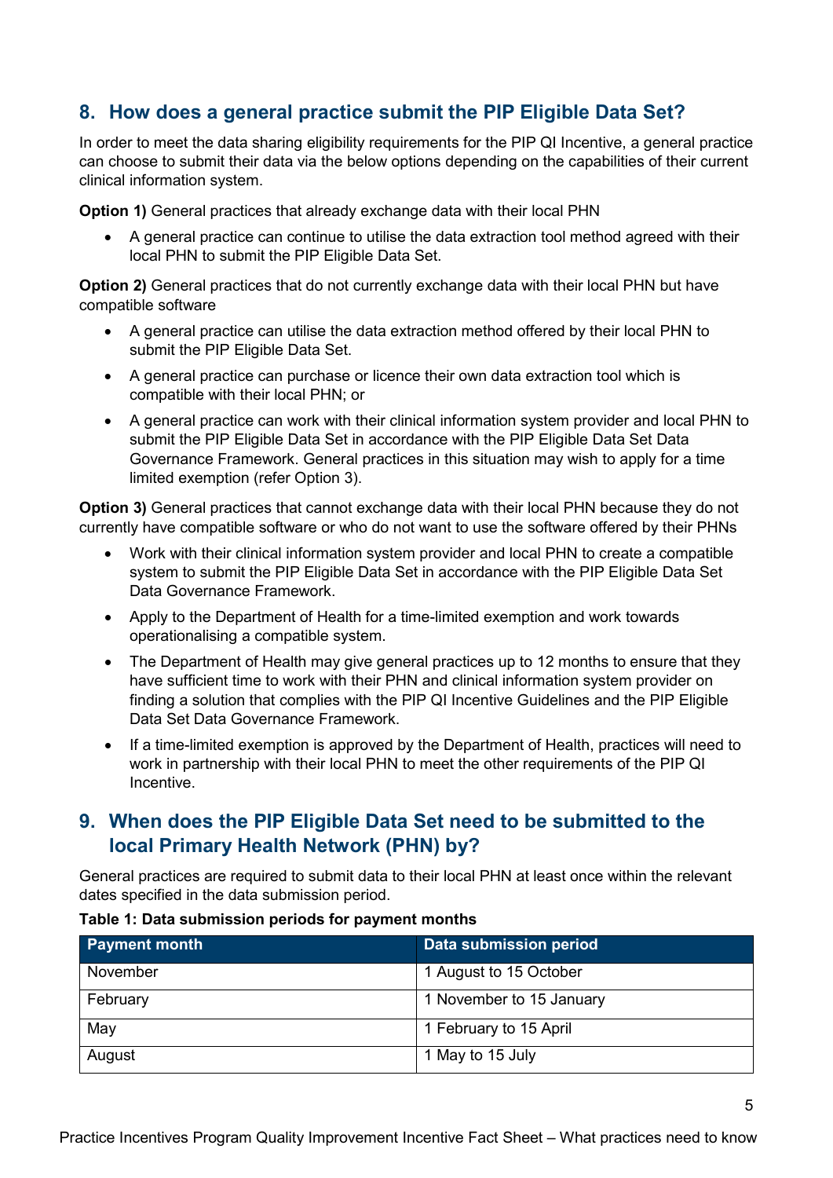## 8. How does a general practice submit the PIP Eligible Data Set?

In order to meet the data sharing eligibility requirements for the PIP QI Incentive, a general practice can choose to submit their data via the below options depending on the capabilities of their current clinical information system.

**Option 1)** General practices that already exchange data with their local PHN

- A general practice can continue to utilise the data extraction tool method agreed with their local PHN to submit the PIP Eligible Data Set.

**Option 2)** General practices that do not currently exchange data with their local PHN but have compatible software

- A general practice can utilise the data extraction method offered by their local PHN to submit the PIP Eligible Data Set.
- A general practice can purchase or licence their own data extraction tool which is compatible with their local PHN; or
- A general practice can work with their clinical information system provider and local PHN to submit the PIP Eligible Data Set in accordance with the PIP Eligible Data Set Data Governance Framework. General practices in this situation may wish to apply for a time limited exemption (refer Option 3).

**Option 3)** General practices that cannot exchange data with their local PHN because they do not currently have compatible software or who do not want to use the software offered by their PHNs

- Work with their clinical information system provider and local PHN to create a compatible system to submit the PIP Eligible Data Set in accordance with the PIP Eligible Data Set Data Governance Framework.
- Apply to the Department of Health for a time-limited exemption and work towards operationalising a compatible system.
- The Department of Health may give general practices up to 12 months to ensure that they have sufficient time to work with their PHN and clinical information system provider on finding a solution that complies with the PIP QI Incentive Guidelines and the PIP Eligible Data Set Data Governance Framework.
- If a time-limited exemption is approved by the Department of Health, practices will need to work in partnership with their local PHN to meet the other requirements of the PIP QI Incentive.

## 9. When does the PIP Eligible Data Set need to be submitted to the local Primary Health Network (PHN) by?

General practices are required to submit data to their local PHN at least once within the relevant dates specified in the data submission period.

**Table 1: Data submission periods for payment months**

| Payment month | Data submission period |
|---|---|
| November | 1 August to 15 October |
| February | 1 November to 15 January |
| May | 1 February to 15 April |
| August | 1 May to 15 July |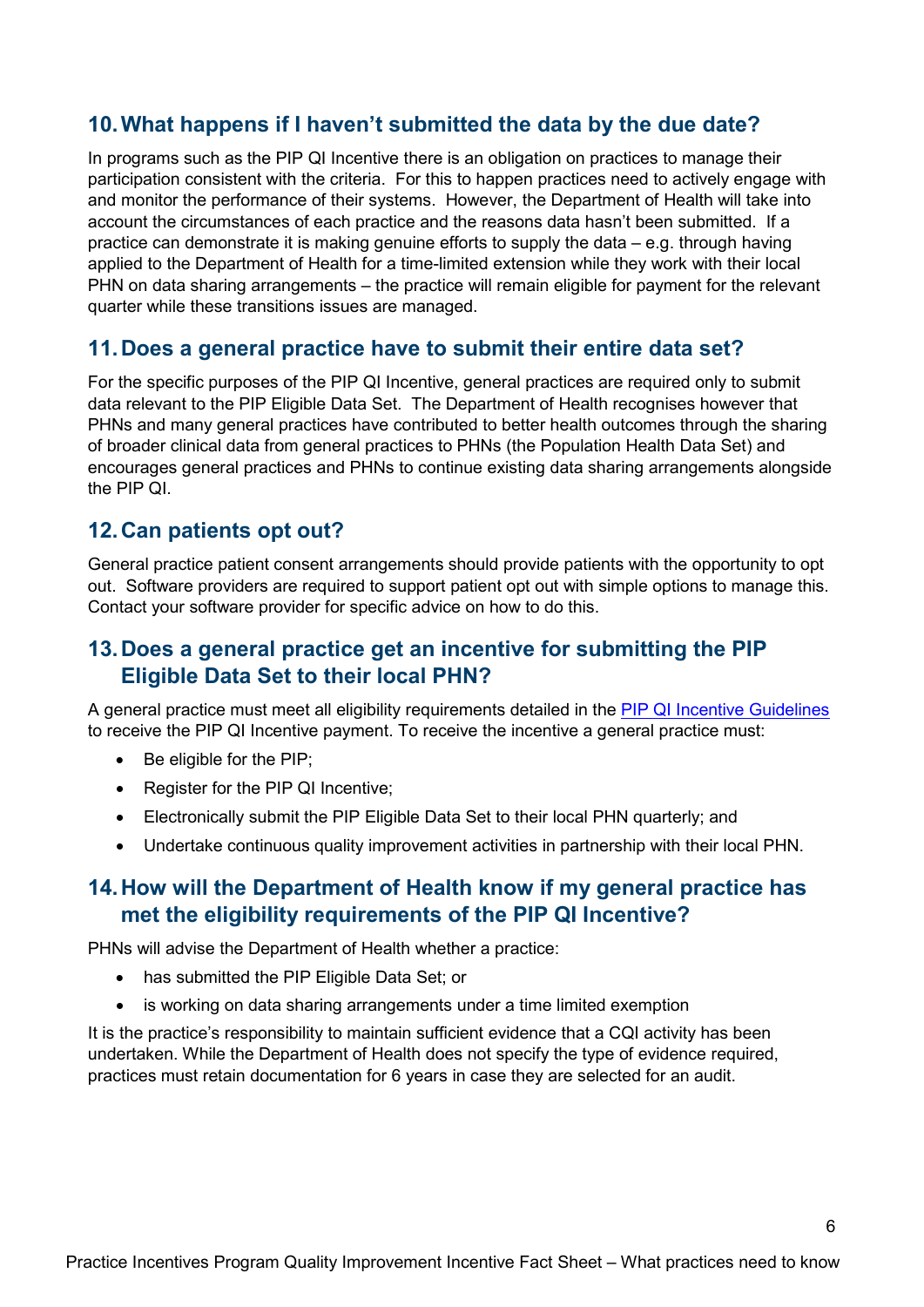## 10. What happens if I haven't submitted the data by the due date?

In programs such as the PIP QI Incentive there is an obligation on practices to manage their participation consistent with the criteria. For this to happen practices need to actively engage with and monitor the performance of their systems. However, the Department of Health will take into account the circumstances of each practice and the reasons data hasn't been submitted. If a practice can demonstrate it is making genuine efforts to supply the data – e.g. through having applied to the Department of Health for a time-limited extension while they work with their local PHN on data sharing arrangements – the practice will remain eligible for payment for the relevant quarter while these transitions issues are managed.

## 11. Does a general practice have to submit their entire data set?

For the specific purposes of the PIP QI Incentive, general practices are required only to submit data relevant to the PIP Eligible Data Set. The Department of Health recognises however that PHNs and many general practices have contributed to better health outcomes through the sharing of broader clinical data from general practices to PHNs (the Population Health Data Set) and encourages general practices and PHNs to continue existing data sharing arrangements alongside the PIP QI.

## 12. Can patients opt out?

General practice patient consent arrangements should provide patients with the opportunity to opt out. Software providers are required to support patient opt out with simple options to manage this. Contact your software provider for specific advice on how to do this.

## 13. Does a general practice get an incentive for submitting the PIP Eligible Data Set to their local PHN?

A general practice must meet all eligibility requirements detailed in the PIP QI Incentive Guidelines to receive the PIP QI Incentive payment. To receive the incentive a general practice must:

- Be eligible for the PIP;
- Register for the PIP QI Incentive;
- Electronically submit the PIP Eligible Data Set to their local PHN quarterly; and
- Undertake continuous quality improvement activities in partnership with their local PHN.

## 14. How will the Department of Health know if my general practice has met the eligibility requirements of the PIP QI Incentive?

PHNs will advise the Department of Health whether a practice:

- has submitted the PIP Eligible Data Set; or
- is working on data sharing arrangements under a time limited exemption

It is the practice's responsibility to maintain sufficient evidence that a CQI activity has been undertaken. While the Department of Health does not specify the type of evidence required, practices must retain documentation for 6 years in case they are selected for an audit.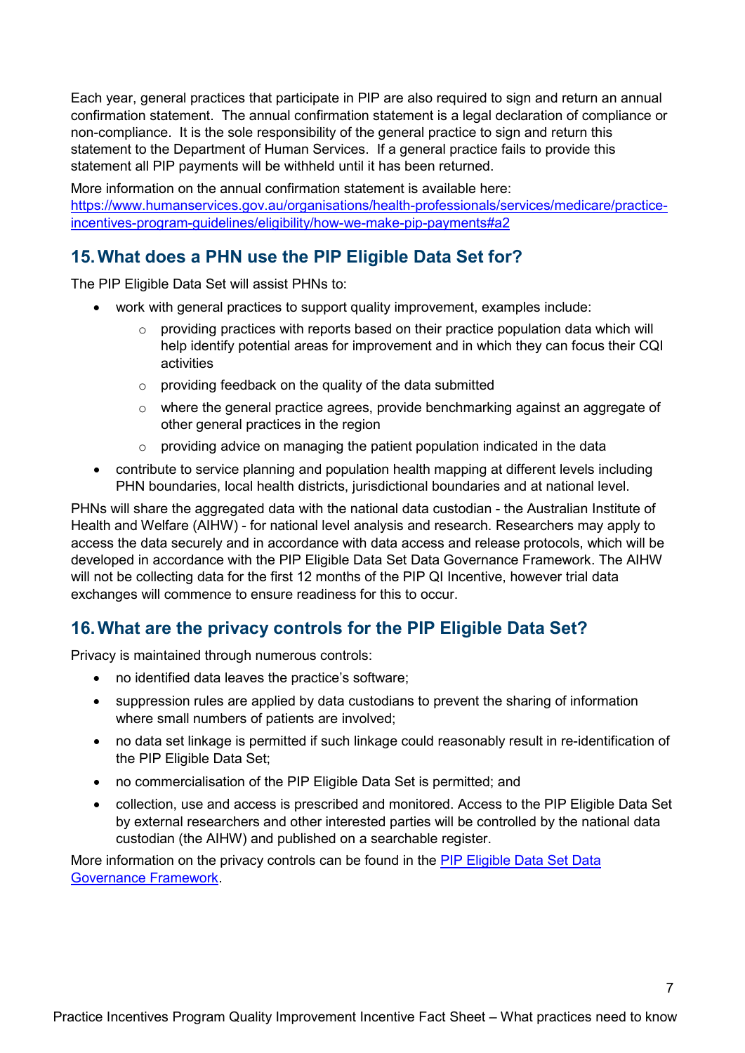Each year, general practices that participate in PIP are also required to sign and return an annual confirmation statement. The annual confirmation statement is a legal declaration of compliance or non-compliance. It is the sole responsibility of the general practice to sign and return this statement to the Department of Human Services. If a general practice fails to provide this statement all PIP payments will be withheld until it has been returned.

More information on the annual confirmation statement is available here: [https://www.humanservices.gov.au/organisations/health-professionals/services/medicare/practice-incentives-program-guidelines/eligibility/how-we-make-pip-payments#a2](https://www.humanservices.gov.au/organisations/health-professionals/services/medicare/practice-incentives-program-guidelines/eligibility/how-we-make-pip-payments#a2)

## 15. What does a PHN use the PIP Eligible Data Set for?

The PIP Eligible Data Set will assist PHNs to:

- work with general practices to support quality improvement, examples include:
  - providing practices with reports based on their practice population data which will help identify potential areas for improvement and in which they can focus their CQI activities
  - providing feedback on the quality of the data submitted
  - where the general practice agrees, provide benchmarking against an aggregate of other general practices in the region
  - providing advice on managing the patient population indicated in the data
- contribute to service planning and population health mapping at different levels including PHN boundaries, local health districts, jurisdictional boundaries and at national level.

PHNs will share the aggregated data with the national data custodian - the Australian Institute of Health and Welfare (AIHW) - for national level analysis and research. Researchers may apply to access the data securely and in accordance with data access and release protocols, which will be developed in accordance with the PIP Eligible Data Set Data Governance Framework. The AIHW will not be collecting data for the first 12 months of the PIP QI Incentive, however trial data exchanges will commence to ensure readiness for this to occur.

## 16. What are the privacy controls for the PIP Eligible Data Set?

Privacy is maintained through numerous controls:

- no identified data leaves the practice's software;
- suppression rules are applied by data custodians to prevent the sharing of information where small numbers of patients are involved;
- no data set linkage is permitted if such linkage could reasonably result in re-identification of the PIP Eligible Data Set;
- no commercialisation of the PIP Eligible Data Set is permitted; and
- collection, use and access is prescribed and monitored. Access to the PIP Eligible Data Set by external researchers and other interested parties will be controlled by the national data custodian (the AIHW) and published on a searchable register.

More information on the privacy controls can be found in the PIP Eligible Data Set Data Governance Framework.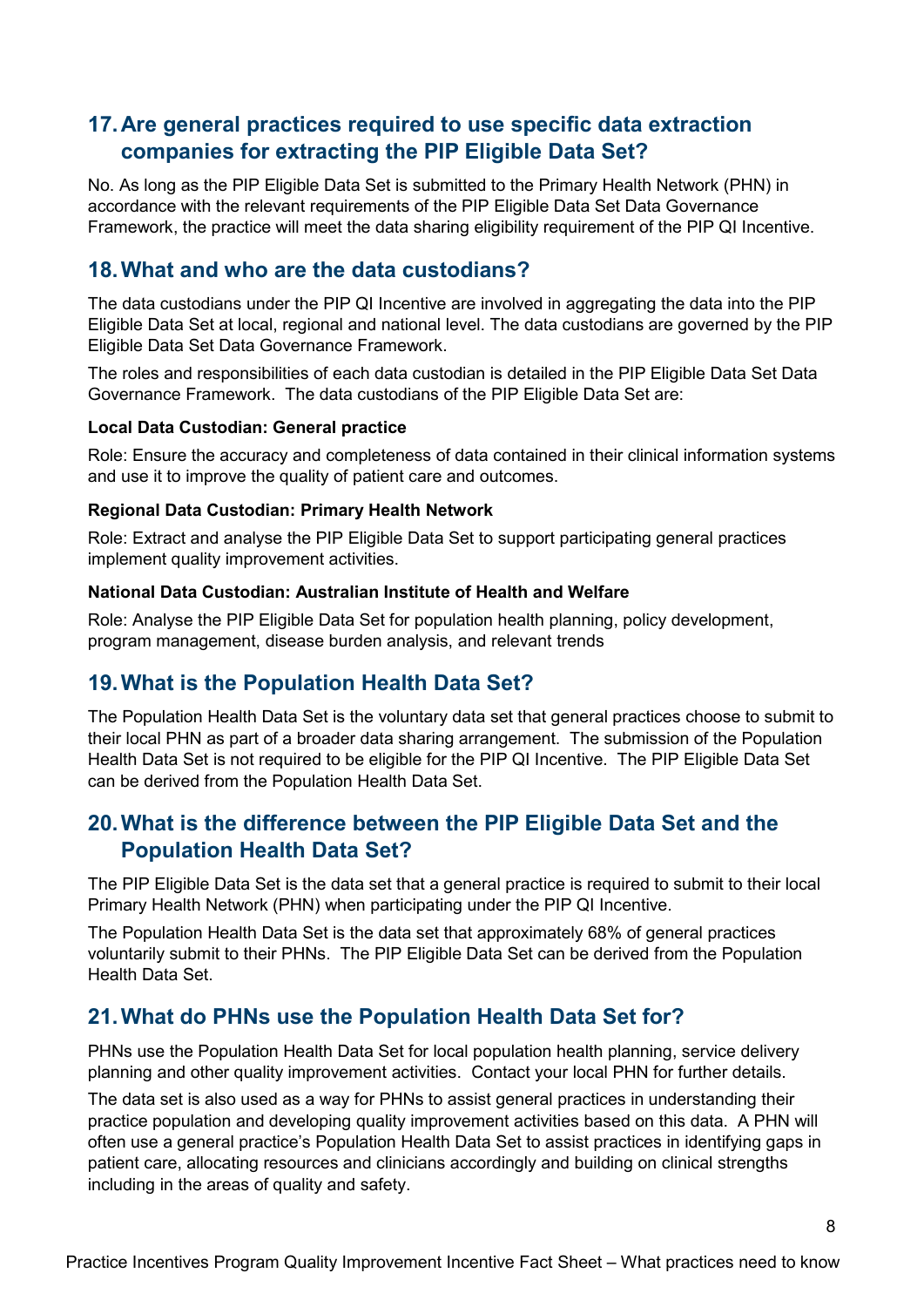## 17. Are general practices required to use specific data extraction companies for extracting the PIP Eligible Data Set?

No. As long as the PIP Eligible Data Set is submitted to the Primary Health Network (PHN) in accordance with the relevant requirements of the PIP Eligible Data Set Data Governance Framework, the practice will meet the data sharing eligibility requirement of the PIP QI Incentive.

## 18. What and who are the data custodians?

The data custodians under the PIP QI Incentive are involved in aggregating the data into the PIP Eligible Data Set at local, regional and national level. The data custodians are governed by the PIP Eligible Data Set Data Governance Framework.

The roles and responsibilities of each data custodian is detailed in the PIP Eligible Data Set Data Governance Framework. The data custodians of the PIP Eligible Data Set are:

**Local Data Custodian: General practice**

Role: Ensure the accuracy and completeness of data contained in their clinical information systems and use it to improve the quality of patient care and outcomes.

**Regional Data Custodian: Primary Health Network**

Role: Extract and analyse the PIP Eligible Data Set to support participating general practices implement quality improvement activities.

**National Data Custodian: Australian Institute of Health and Welfare**

Role: Analyse the PIP Eligible Data Set for population health planning, policy development, program management, disease burden analysis, and relevant trends

## 19. What is the Population Health Data Set?

The Population Health Data Set is the voluntary data set that general practices choose to submit to their local PHN as part of a broader data sharing arrangement. The submission of the Population Health Data Set is not required to be eligible for the PIP QI Incentive. The PIP Eligible Data Set can be derived from the Population Health Data Set.

## 20. What is the difference between the PIP Eligible Data Set and the Population Health Data Set?

The PIP Eligible Data Set is the data set that a general practice is required to submit to their local Primary Health Network (PHN) when participating under the PIP QI Incentive.

The Population Health Data Set is the data set that approximately 68% of general practices voluntarily submit to their PHNs. The PIP Eligible Data Set can be derived from the Population Health Data Set.

## 21. What do PHNs use the Population Health Data Set for?

PHNs use the Population Health Data Set for local population health planning, service delivery planning and other quality improvement activities. Contact your local PHN for further details.

The data set is also used as a way for PHNs to assist general practices in understanding their practice population and developing quality improvement activities based on this data. A PHN will often use a general practice's Population Health Data Set to assist practices in identifying gaps in patient care, allocating resources and clinicians accordingly and building on clinical strengths including in the areas of quality and safety.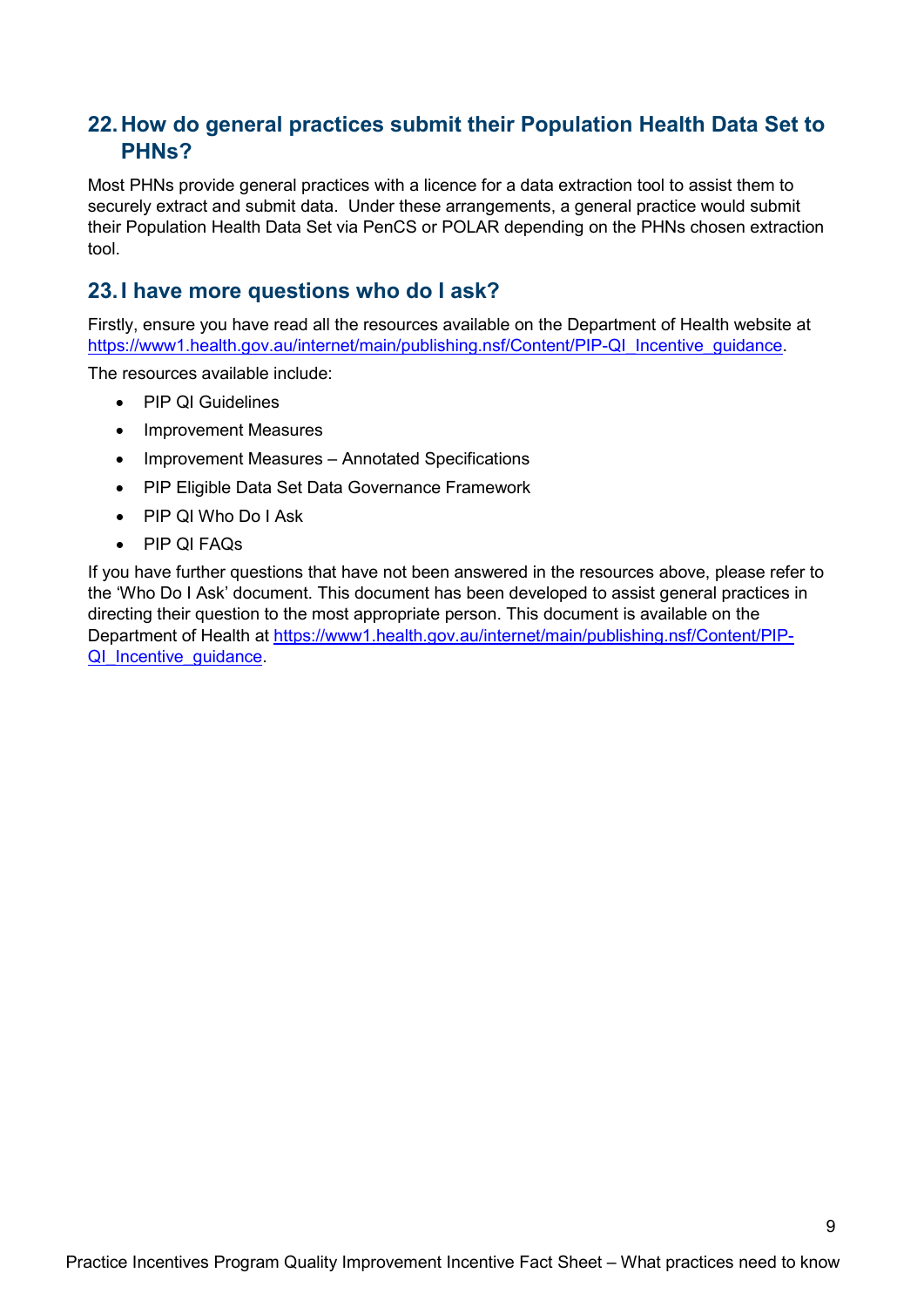## 22. How do general practices submit their Population Health Data Set to PHNs?

Most PHNs provide general practices with a licence for a data extraction tool to assist them to securely extract and submit data. Under these arrangements, a general practice would submit their Population Health Data Set via PenCS or POLAR depending on the PHNs chosen extraction tool.

## 23. I have more questions who do I ask?

Firstly, ensure you have read all the resources available on the Department of Health website at https://www1.health.gov.au/internet/main/publishing.nsf/Content/PIP-QI_Incentive_guidance.

The resources available include:

- PIP QI Guidelines
- Improvement Measures
- Improvement Measures – Annotated Specifications
- PIP Eligible Data Set Data Governance Framework
- PIP QI Who Do I Ask
- PIP QI FAQs

If you have further questions that have not been answered in the resources above, please refer to the 'Who Do I Ask' document. This document has been developed to assist general practices in directing their question to the most appropriate person. This document is available on the Department of Health at https://www1.health.gov.au/internet/main/publishing.nsf/Content/PIP-QI_Incentive_guidance.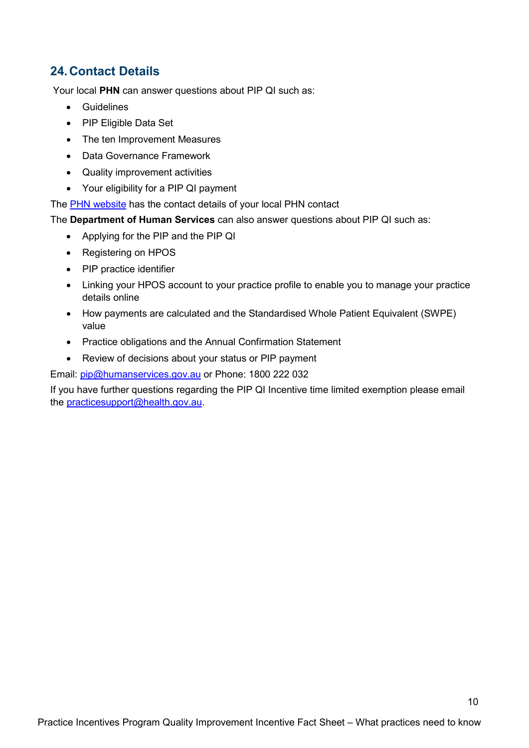## 24. Contact Details

Your local **PHN** can answer questions about PIP QI such as:

- Guidelines
- PIP Eligible Data Set
- The ten Improvement Measures
- Data Governance Framework
- Quality improvement activities
- Your eligibility for a PIP QI payment

The PHN website has the contact details of your local PHN contact

The **Department of Human Services** can also answer questions about PIP QI such as:

- Applying for the PIP and the PIP QI
- Registering on HPOS
- PIP practice identifier
- Linking your HPOS account to your practice profile to enable you to manage your practice details online
- How payments are calculated and the Standardised Whole Patient Equivalent (SWPE) value
- Practice obligations and the Annual Confirmation Statement
- Review of decisions about your status or PIP payment

Email: pip@humanservices.gov.au or Phone: 1800 222 032

If you have further questions regarding the PIP QI Incentive time limited exemption please email the practicesupport@health.gov.au.